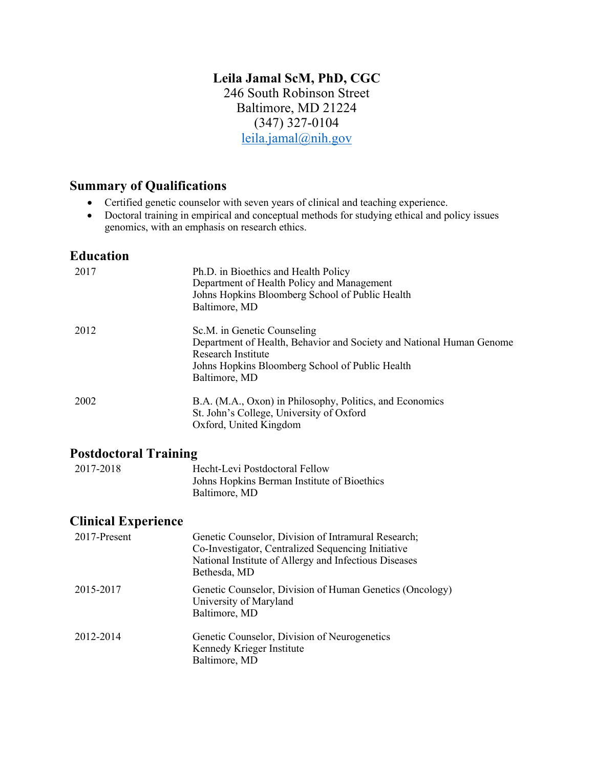# **Leila Jamal ScM, PhD, CGC**

246 South Robinson Street
Baltimore, MD 21224
(347) 327-0104
[leila.jamal@nih.gov](mailto:leila.jamal@nih.gov)

## Summary of Qualifications

- Certified genetic counselor with seven years of clinical and teaching experience.
- Doctoral training in empirical and conceptual methods for studying ethical and policy issues genomics, with an emphasis on research ethics.

## Education

| | |
|---|---|
| 2017 | Ph.D. in Bioethics and Health Policy<br>Department of Health Policy and Management<br>Johns Hopkins Bloomberg School of Public Health<br>Baltimore, MD |
| 2012 | Sc.M. in Genetic Counseling<br>Department of Health, Behavior and Society and National Human Genome Research Institute<br>Johns Hopkins Bloomberg School of Public Health<br>Baltimore, MD |
| 2002 | B.A. (M.A., Oxon) in Philosophy, Politics, and Economics<br>St. John's College, University of Oxford<br>Oxford, United Kingdom |

## Postdoctoral Training

| | |
|---|---|
| 2017-2018 | Hecht-Levi Postdoctoral Fellow<br>Johns Hopkins Berman Institute of Bioethics<br>Baltimore, MD |

## Clinical Experience

| | |
|---|---|
| 2017-Present | Genetic Counselor, Division of Intramural Research;<br>Co-Investigator, Centralized Sequencing Initiative<br>National Institute of Allergy and Infectious Diseases<br>Bethesda, MD |
| 2015-2017 | Genetic Counselor, Division of Human Genetics (Oncology)<br>University of Maryland<br>Baltimore, MD |
| 2012-2014 | Genetic Counselor, Division of Neurogenetics<br>Kennedy Krieger Institute<br>Baltimore, MD |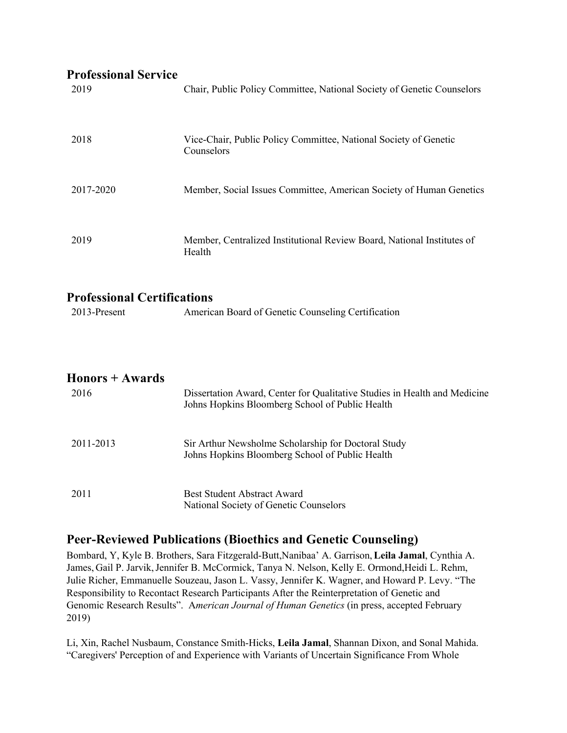## Professional Service

| | |
|---|---|
| 2019 | Chair, Public Policy Committee, National Society of Genetic Counselors |
| 2018 | Vice-Chair, Public Policy Committee, National Society of Genetic Counselors |
| 2017-2020 | Member, Social Issues Committee, American Society of Human Genetics |
| 2019 | Member, Centralized Institutional Review Board, National Institutes of Health |

## Professional Certifications

| | |
|---|---|
| 2013-Present | American Board of Genetic Counseling Certification |

## Honors + Awards

| | |
|---|---|
| 2016 | Dissertation Award, Center for Qualitative Studies in Health and Medicine<br>Johns Hopkins Bloomberg School of Public Health |
| 2011-2013 | Sir Arthur Newsholme Scholarship for Doctoral Study<br>Johns Hopkins Bloomberg School of Public Health |
| 2011 | Best Student Abstract Award<br>National Society of Genetic Counselors |

## Peer-Reviewed Publications (Bioethics and Genetic Counseling)

Bombard, Y, Kyle B. Brothers, Sara Fitzgerald-Butt,Nanibaa' A. Garrison, **Leila Jamal**, Cynthia A. James, Gail P. Jarvik, Jennifer B. McCormick, Tanya N. Nelson, Kelly E. Ormond,Heidi L. Rehm, Julie Richer, Emmanuelle Souzeau, Jason L. Vassy, Jennifer K. Wagner, and Howard P. Levy. "The Responsibility to Recontact Research Participants After the Reinterpretation of Genetic and Genomic Research Results". A*merican Journal of Human Genetics* (in press, accepted February 2019)

Li, Xin, Rachel Nusbaum, Constance Smith-Hicks, **Leila Jamal**, Shannan Dixon, and Sonal Mahida. "Caregivers' Perception of and Experience with Variants of Uncertain Significance From Whole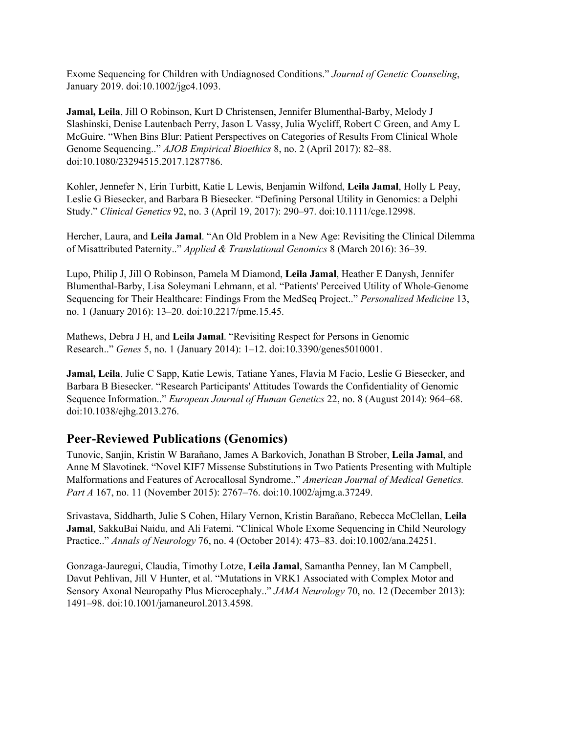Exome Sequencing for Children with Undiagnosed Conditions." *Journal of Genetic Counseling*, January 2019. doi:10.1002/jgc4.1093.

**Jamal, Leila**, Jill O Robinson, Kurt D Christensen, Jennifer Blumenthal-Barby, Melody J Slashinski, Denise Lautenbach Perry, Jason L Vassy, Julia Wycliff, Robert C Green, and Amy L McGuire. "When Bins Blur: Patient Perspectives on Categories of Results From Clinical Whole Genome Sequencing.." *AJOB Empirical Bioethics* 8, no. 2 (April 2017): 82–88. doi:10.1080/23294515.2017.1287786.

Kohler, Jennefer N, Erin Turbitt, Katie L Lewis, Benjamin Wilfond, **Leila Jamal**, Holly L Peay, Leslie G Biesecker, and Barbara B Biesecker. "Defining Personal Utility in Genomics: a Delphi Study." *Clinical Genetics* 92, no. 3 (April 19, 2017): 290–97. doi:10.1111/cge.12998.

Hercher, Laura, and **Leila Jamal**. "An Old Problem in a New Age: Revisiting the Clinical Dilemma of Misattributed Paternity.." *Applied & Translational Genomics* 8 (March 2016): 36–39.

Lupo, Philip J, Jill O Robinson, Pamela M Diamond, **Leila Jamal**, Heather E Danysh, Jennifer Blumenthal-Barby, Lisa Soleymani Lehmann, et al. "Patients' Perceived Utility of Whole-Genome Sequencing for Their Healthcare: Findings From the MedSeq Project.." *Personalized Medicine* 13, no. 1 (January 2016): 13–20. doi:10.2217/pme.15.45.

Mathews, Debra J H, and **Leila Jamal**. "Revisiting Respect for Persons in Genomic Research.." *Genes* 5, no. 1 (January 2014): 1–12. doi:10.3390/genes5010001.

**Jamal, Leila**, Julie C Sapp, Katie Lewis, Tatiane Yanes, Flavia M Facio, Leslie G Biesecker, and Barbara B Biesecker. "Research Participants' Attitudes Towards the Confidentiality of Genomic Sequence Information.." *European Journal of Human Genetics* 22, no. 8 (August 2014): 964–68. doi:10.1038/ejhg.2013.276.

## Peer-Reviewed Publications (Genomics)

Tunovic, Sanjin, Kristin W Barañano, James A Barkovich, Jonathan B Strober, **Leila Jamal**, and Anne M Slavotinek. "Novel KIF7 Missense Substitutions in Two Patients Presenting with Multiple Malformations and Features of Acrocallosal Syndrome.." *American Journal of Medical Genetics. Part A* 167, no. 11 (November 2015): 2767–76. doi:10.1002/ajmg.a.37249.

Srivastava, Siddharth, Julie S Cohen, Hilary Vernon, Kristin Barañano, Rebecca McClellan, **Leila Jamal**, SakkuBai Naidu, and Ali Fatemi. "Clinical Whole Exome Sequencing in Child Neurology Practice.." *Annals of Neurology* 76, no. 4 (October 2014): 473–83. doi:10.1002/ana.24251.

Gonzaga-Jauregui, Claudia, Timothy Lotze, **Leila Jamal**, Samantha Penney, Ian M Campbell, Davut Pehlivan, Jill V Hunter, et al. "Mutations in VRK1 Associated with Complex Motor and Sensory Axonal Neuropathy Plus Microcephaly.." *JAMA Neurology* 70, no. 12 (December 2013): 1491–98. doi:10.1001/jamaneurol.2013.4598.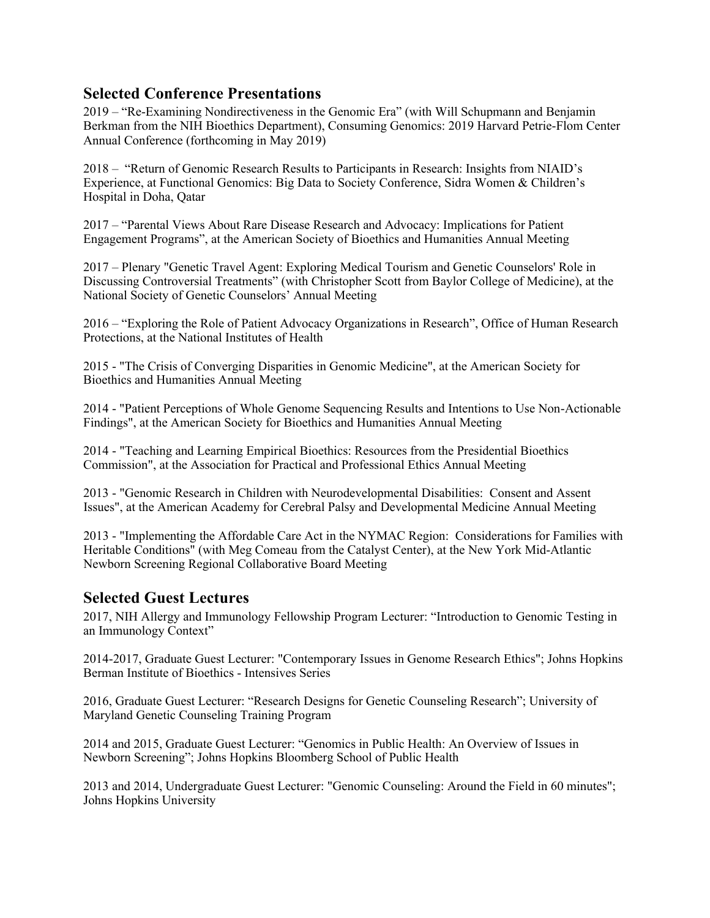## Selected Conference Presentations

2019 – "Re-Examining Nondirectiveness in the Genomic Era" (with Will Schupmann and Benjamin Berkman from the NIH Bioethics Department), Consuming Genomics: 2019 Harvard Petrie-Flom Center Annual Conference (forthcoming in May 2019)

2018 – "Return of Genomic Research Results to Participants in Research: Insights from NIAID's Experience, at Functional Genomics: Big Data to Society Conference, Sidra Women & Children's Hospital in Doha, Qatar

2017 – "Parental Views About Rare Disease Research and Advocacy: Implications for Patient Engagement Programs", at the American Society of Bioethics and Humanities Annual Meeting

2017 – Plenary "Genetic Travel Agent: Exploring Medical Tourism and Genetic Counselors' Role in Discussing Controversial Treatments" (with Christopher Scott from Baylor College of Medicine), at the National Society of Genetic Counselors' Annual Meeting

2016 – "Exploring the Role of Patient Advocacy Organizations in Research", Office of Human Research Protections, at the National Institutes of Health

2015 - "The Crisis of Converging Disparities in Genomic Medicine", at the American Society for Bioethics and Humanities Annual Meeting

2014 - "Patient Perceptions of Whole Genome Sequencing Results and Intentions to Use Non-Actionable Findings", at the American Society for Bioethics and Humanities Annual Meeting

2014 - "Teaching and Learning Empirical Bioethics: Resources from the Presidential Bioethics Commission", at the Association for Practical and Professional Ethics Annual Meeting

2013 - "Genomic Research in Children with Neurodevelopmental Disabilities: Consent and Assent Issues", at the American Academy for Cerebral Palsy and Developmental Medicine Annual Meeting

2013 - "Implementing the Affordable Care Act in the NYMAC Region: Considerations for Families with Heritable Conditions" (with Meg Comeau from the Catalyst Center), at the New York Mid-Atlantic Newborn Screening Regional Collaborative Board Meeting

## Selected Guest Lectures

2017, NIH Allergy and Immunology Fellowship Program Lecturer: "Introduction to Genomic Testing in an Immunology Context"

2014-2017, Graduate Guest Lecturer: "Contemporary Issues in Genome Research Ethics"; Johns Hopkins Berman Institute of Bioethics - Intensives Series

2016, Graduate Guest Lecturer: "Research Designs for Genetic Counseling Research"; University of Maryland Genetic Counseling Training Program

2014 and 2015, Graduate Guest Lecturer: "Genomics in Public Health: An Overview of Issues in Newborn Screening"; Johns Hopkins Bloomberg School of Public Health

2013 and 2014, Undergraduate Guest Lecturer: "Genomic Counseling: Around the Field in 60 minutes"; Johns Hopkins University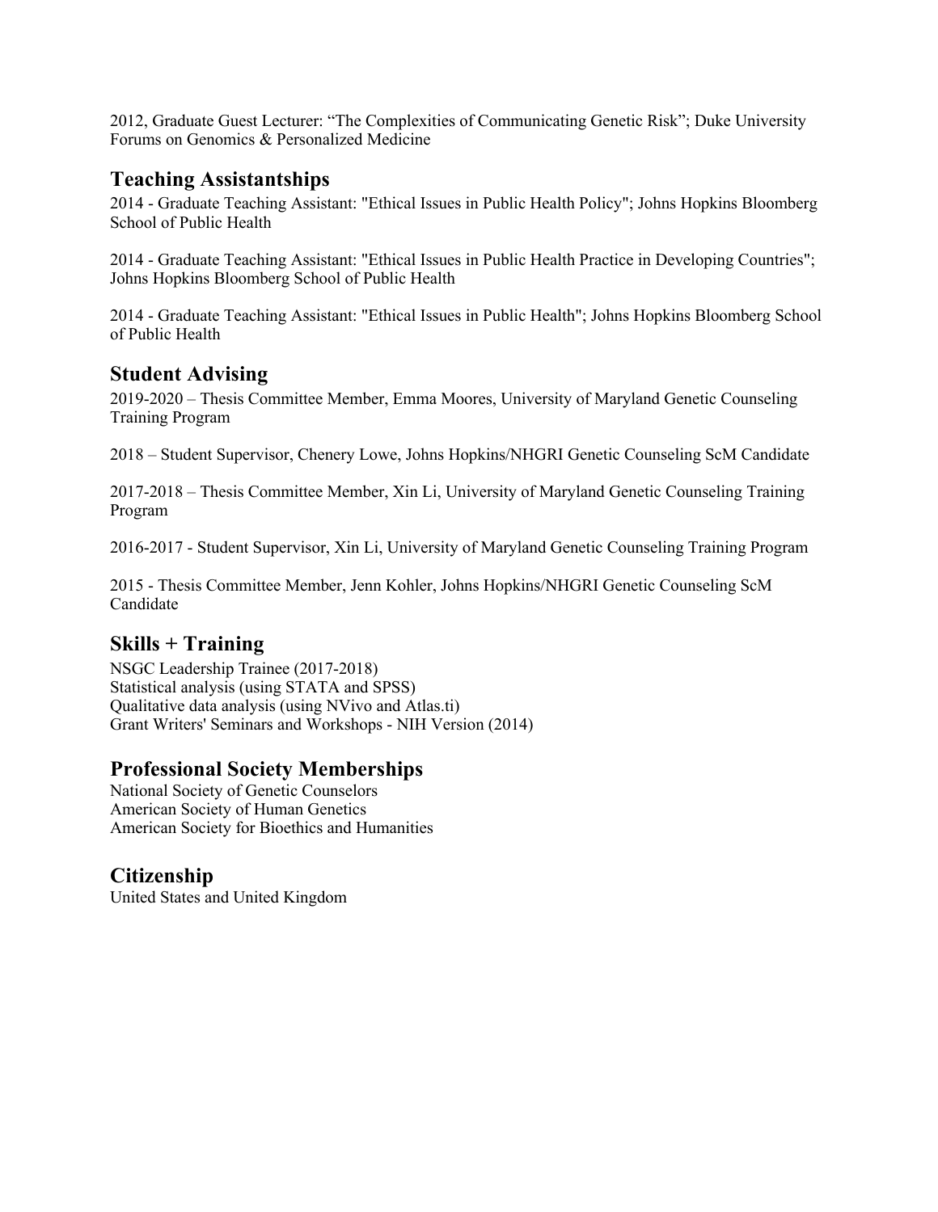2012, Graduate Guest Lecturer: “The Complexities of Communicating Genetic Risk”; Duke University Forums on Genomics & Personalized Medicine

## Teaching Assistantships

2014 - Graduate Teaching Assistant: "Ethical Issues in Public Health Policy"; Johns Hopkins Bloomberg School of Public Health

2014 - Graduate Teaching Assistant: "Ethical Issues in Public Health Practice in Developing Countries"; Johns Hopkins Bloomberg School of Public Health

2014 - Graduate Teaching Assistant: "Ethical Issues in Public Health"; Johns Hopkins Bloomberg School of Public Health

## Student Advising

2019-2020 – Thesis Committee Member, Emma Moores, University of Maryland Genetic Counseling Training Program

2018 – Student Supervisor, Chenery Lowe, Johns Hopkins/NHGRI Genetic Counseling ScM Candidate

2017-2018 – Thesis Committee Member, Xin Li, University of Maryland Genetic Counseling Training Program

2016-2017 - Student Supervisor, Xin Li, University of Maryland Genetic Counseling Training Program

2015 - Thesis Committee Member, Jenn Kohler, Johns Hopkins/NHGRI Genetic Counseling ScM Candidate

## Skills + Training

NSGC Leadership Trainee (2017-2018)
Statistical analysis (using STATA and SPSS)
Qualitative data analysis (using NVivo and Atlas.ti)
Grant Writers' Seminars and Workshops - NIH Version (2014)

## Professional Society Memberships

National Society of Genetic Counselors
American Society of Human Genetics
American Society for Bioethics and Humanities

## Citizenship

United States and United Kingdom